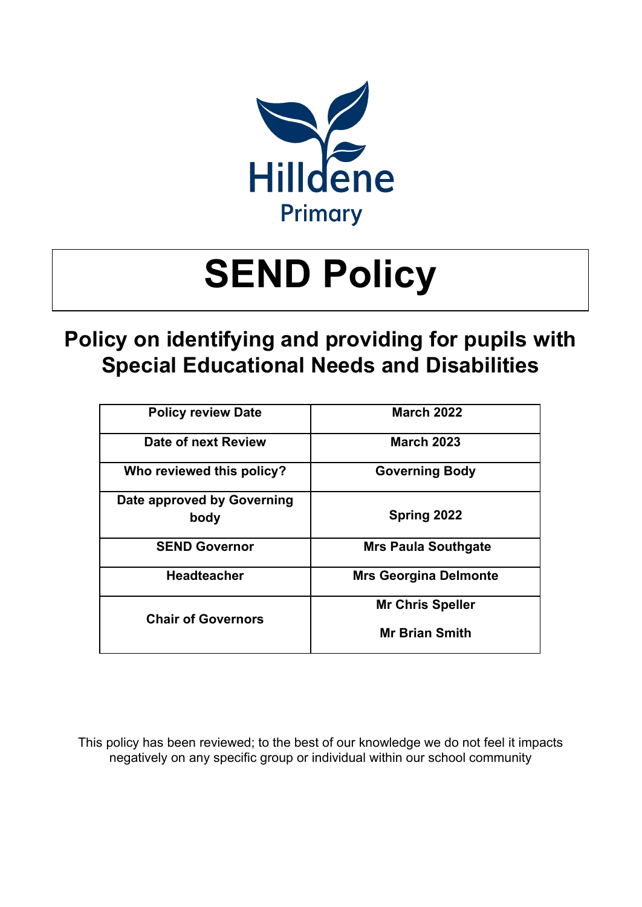Hilldene Primary

# SEND Policy

## Policy on identifying and providing for pupils with Special Educational Needs and Disabilities

| Policy review Date | March 2022 |
|---|---|
| Date of next Review | March 2023 |
| Who reviewed this policy? | Governing Body |
| Date approved by Governing body | Spring 2022 |
| SEND Governor | Mrs Paula Southgate |
| Headteacher | Mrs Georgina Delmonte |
| Chair of Governors | Mr Chris Speller<br>Mr Brian Smith |

This policy has been reviewed; to the best of our knowledge we do not feel it impacts negatively on any specific group or individual within our school community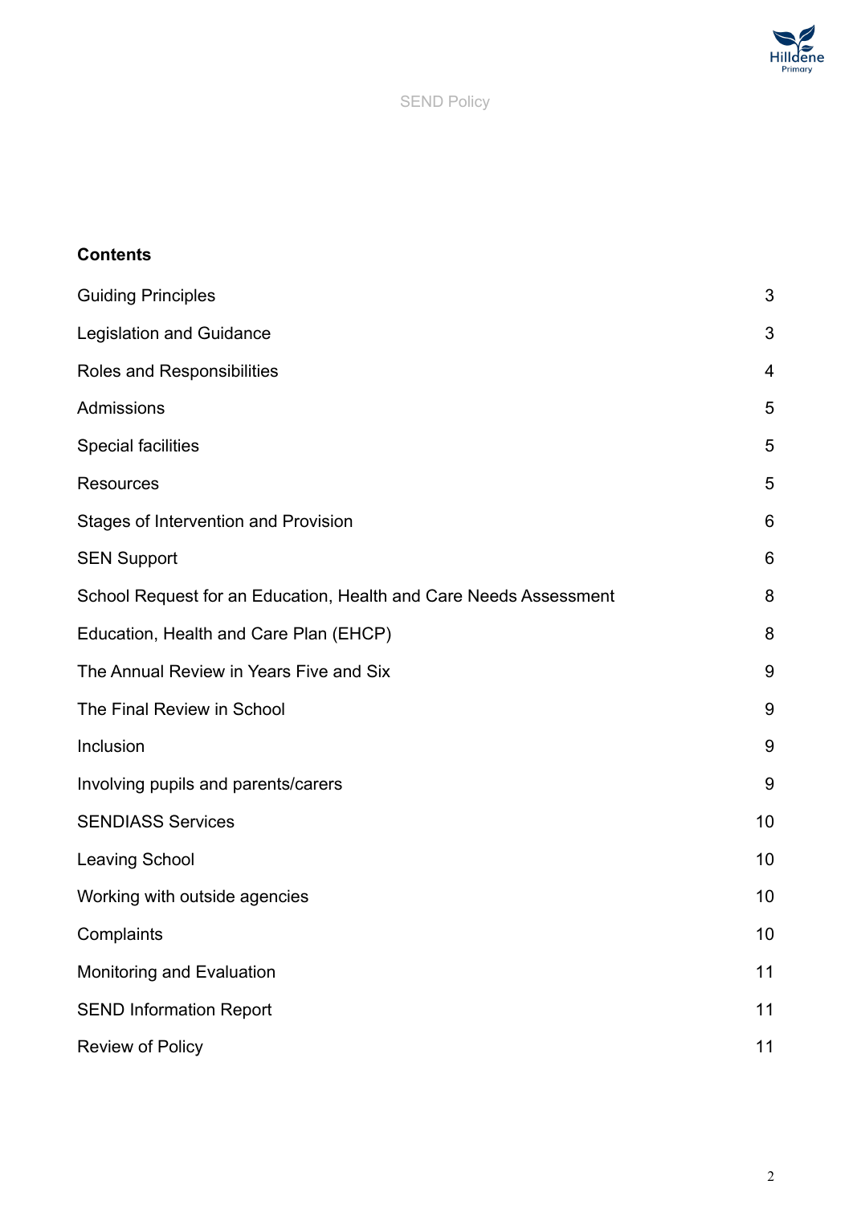## Contents

| | |
|---|---|
| Guiding Principles | 3 |
| Legislation and Guidance | 3 |
| Roles and Responsibilities | 4 |
| Admissions | 5 |
| Special facilities | 5 |
| Resources | 5 |
| Stages of Intervention and Provision | 6 |
| SEN Support | 6 |
| School Request for an Education, Health and Care Needs Assessment | 8 |
| Education, Health and Care Plan (EHCP) | 8 |
| The Annual Review in Years Five and Six | 9 |
| The Final Review in School | 9 |
| Inclusion | 9 |
| Involving pupils and parents/carers | 9 |
| SENDIASS Services | 10 |
| Leaving School | 10 |
| Working with outside agencies | 10 |
| Complaints | 10 |
| Monitoring and Evaluation | 11 |
| SEND Information Report | 11 |
| Review of Policy | 11 |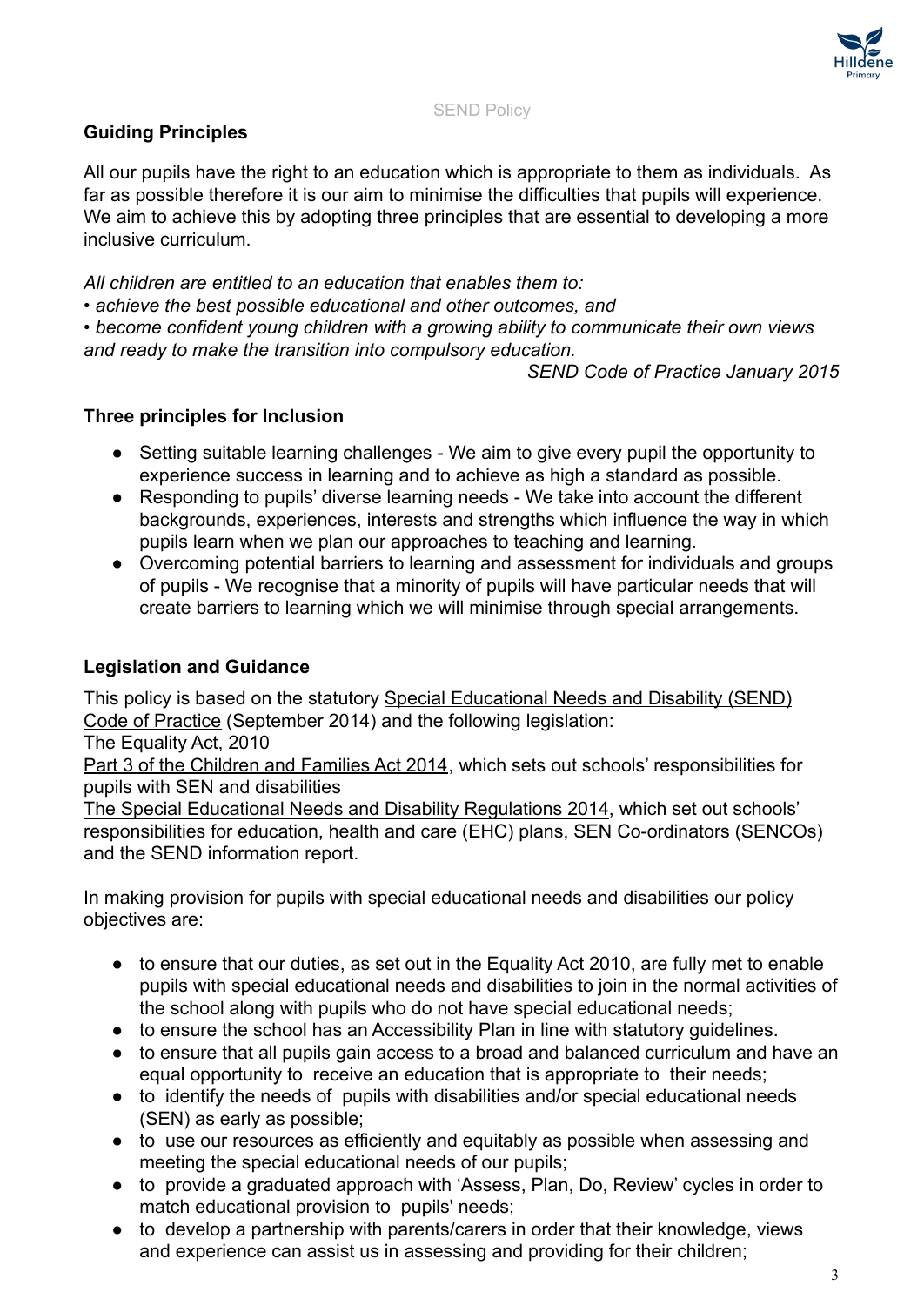## Guiding Principles

All our pupils have the right to an education which is appropriate to them as individuals. As far as possible therefore it is our aim to minimise the difficulties that pupils will experience. We aim to achieve this by adopting three principles that are essential to developing a more inclusive curriculum.

*All children are entitled to an education that enables them to:*
*• achieve the best possible educational and other outcomes, and*
*• become confident young children with a growing ability to communicate their own views and ready to make the transition into compulsory education.*

*SEND Code of Practice January 2015*

## Three principles for Inclusion

- Setting suitable learning challenges - We aim to give every pupil the opportunity to experience success in learning and to achieve as high a standard as possible.
- Responding to pupils' diverse learning needs - We take into account the different backgrounds, experiences, interests and strengths which influence the way in which pupils learn when we plan our approaches to teaching and learning.
- Overcoming potential barriers to learning and assessment for individuals and groups of pupils - We recognise that a minority of pupils will have particular needs that will create barriers to learning which we will minimise through special arrangements.

## Legislation and Guidance

This policy is based on the statutory Special Educational Needs and Disability (SEND) Code of Practice (September 2014) and the following legislation:
The Equality Act, 2010
Part 3 of the Children and Families Act 2014, which sets out schools' responsibilities for pupils with SEN and disabilities
The Special Educational Needs and Disability Regulations 2014, which set out schools' responsibilities for education, health and care (EHC) plans, SEN Co-ordinators (SENCOs) and the SEND information report.

In making provision for pupils with special educational needs and disabilities our policy objectives are:

- to ensure that our duties, as set out in the Equality Act 2010, are fully met to enable pupils with special educational needs and disabilities to join in the normal activities of the school along with pupils who do not have special educational needs;
- to ensure the school has an Accessibility Plan in line with statutory guidelines.
- to ensure that all pupils gain access to a broad and balanced curriculum and have an equal opportunity to receive an education that is appropriate to their needs;
- to identify the needs of pupils with disabilities and/or special educational needs (SEN) as early as possible;
- to use our resources as efficiently and equitably as possible when assessing and meeting the special educational needs of our pupils;
- to provide a graduated approach with 'Assess, Plan, Do, Review' cycles in order to match educational provision to pupils' needs;
- to develop a partnership with parents/carers in order that their knowledge, views and experience can assist us in assessing and providing for their children;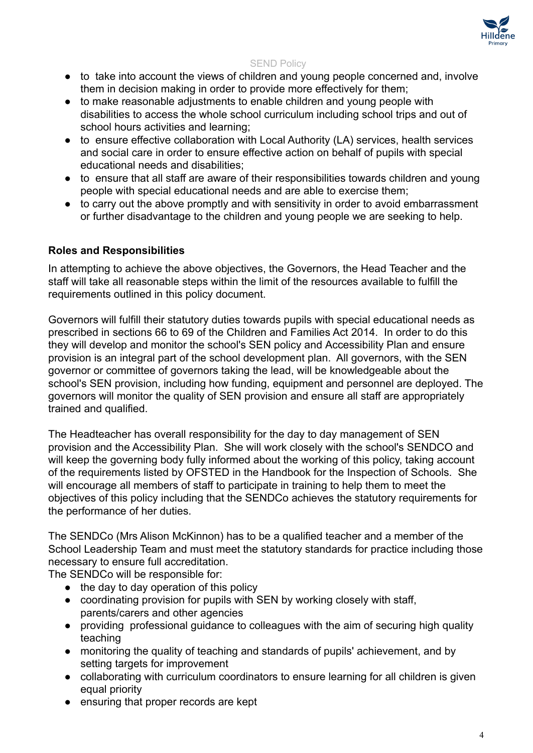- to take into account the views of children and young people concerned and, involve them in decision making in order to provide more effectively for them;
- to make reasonable adjustments to enable children and young people with disabilities to access the whole school curriculum including school trips and out of school hours activities and learning;
- to ensure effective collaboration with Local Authority (LA) services, health services and social care in order to ensure effective action on behalf of pupils with special educational needs and disabilities;
- to ensure that all staff are aware of their responsibilities towards children and young people with special educational needs and are able to exercise them;
- to carry out the above promptly and with sensitivity in order to avoid embarrassment or further disadvantage to the children and young people we are seeking to help.

**Roles and Responsibilities**

In attempting to achieve the above objectives, the Governors, the Head Teacher and the staff will take all reasonable steps within the limit of the resources available to fulfill the requirements outlined in this policy document.

Governors will fulfill their statutory duties towards pupils with special educational needs as prescribed in sections 66 to 69 of the Children and Families Act 2014. In order to do this they will develop and monitor the school's SEN policy and Accessibility Plan and ensure provision is an integral part of the school development plan. All governors, with the SEN governor or committee of governors taking the lead, will be knowledgeable about the school's SEN provision, including how funding, equipment and personnel are deployed. The governors will monitor the quality of SEN provision and ensure all staff are appropriately trained and qualified.

The Headteacher has overall responsibility for the day to day management of SEN provision and the Accessibility Plan. She will work closely with the school's SENDCO and will keep the governing body fully informed about the working of this policy, taking account of the requirements listed by OFSTED in the Handbook for the Inspection of Schools. She will encourage all members of staff to participate in training to help them to meet the objectives of this policy including that the SENDCo achieves the statutory requirements for the performance of her duties.

The SENDCo (Mrs Alison McKinnon) has to be a qualified teacher and a member of the School Leadership Team and must meet the statutory standards for practice including those necessary to ensure full accreditation.

The SENDCo will be responsible for:

- the day to day operation of this policy
- coordinating provision for pupils with SEN by working closely with staff, parents/carers and other agencies
- providing professional guidance to colleagues with the aim of securing high quality teaching
- monitoring the quality of teaching and standards of pupils' achievement, and by setting targets for improvement
- collaborating with curriculum coordinators to ensure learning for all children is given equal priority
- ensuring that proper records are kept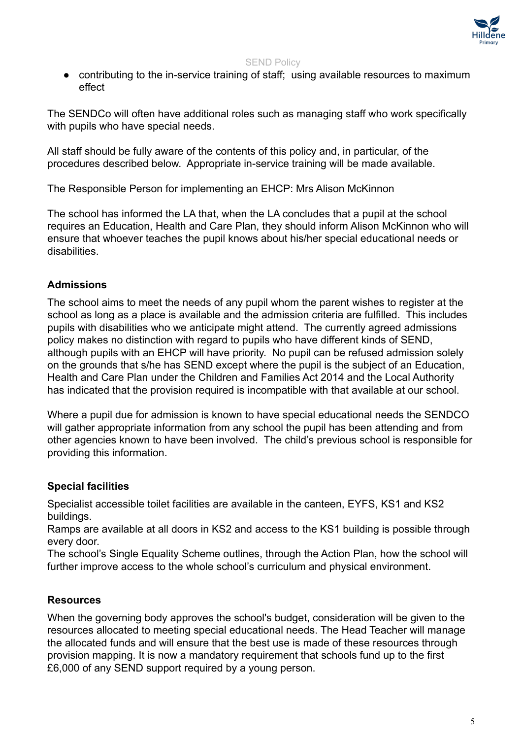- contributing to the in-service training of staff; using available resources to maximum effect

The SENDCo will often have additional roles such as managing staff who work specifically with pupils who have special needs.

All staff should be fully aware of the contents of this policy and, in particular, of the procedures described below. Appropriate in-service training will be made available.

The Responsible Person for implementing an EHCP: Mrs Alison McKinnon

The school has informed the LA that, when the LA concludes that a pupil at the school requires an Education, Health and Care Plan, they should inform Alison McKinnon who will ensure that whoever teaches the pupil knows about his/her special educational needs or disabilities.

**Admissions**

The school aims to meet the needs of any pupil whom the parent wishes to register at the school as long as a place is available and the admission criteria are fulfilled. This includes pupils with disabilities who we anticipate might attend. The currently agreed admissions policy makes no distinction with regard to pupils who have different kinds of SEND, although pupils with an EHCP will have priority. No pupil can be refused admission solely on the grounds that s/he has SEND except where the pupil is the subject of an Education, Health and Care Plan under the Children and Families Act 2014 and the Local Authority has indicated that the provision required is incompatible with that available at our school.

Where a pupil due for admission is known to have special educational needs the SENDCO will gather appropriate information from any school the pupil has been attending and from other agencies known to have been involved. The child's previous school is responsible for providing this information.

**Special facilities**

Specialist accessible toilet facilities are available in the canteen, EYFS, KS1 and KS2 buildings.
Ramps are available at all doors in KS2 and access to the KS1 building is possible through every door.
The school's Single Equality Scheme outlines, through the Action Plan, how the school will further improve access to the whole school's curriculum and physical environment.

**Resources**

When the governing body approves the school's budget, consideration will be given to the resources allocated to meeting special educational needs. The Head Teacher will manage the allocated funds and will ensure that the best use is made of these resources through provision mapping. It is now a mandatory requirement that schools fund up to the first £6,000 of any SEND support required by a young person.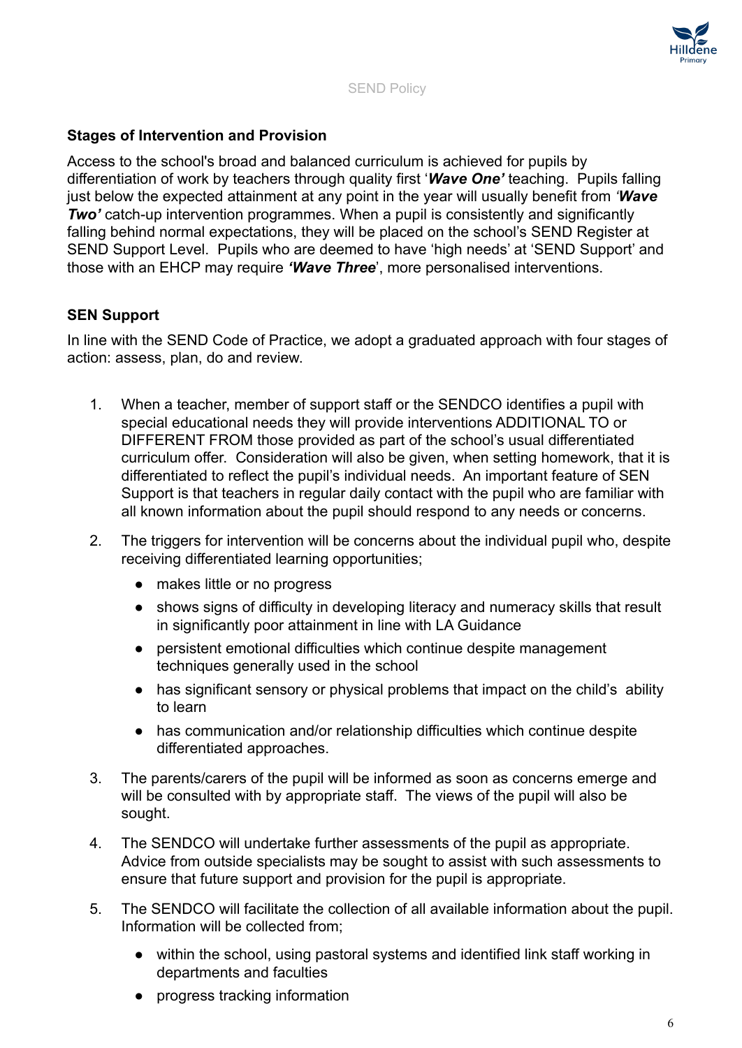### Stages of Intervention and Provision

Access to the school's broad and balanced curriculum is achieved for pupils by differentiation of work by teachers through quality first '***Wave One'*** teaching. Pupils falling just below the expected attainment at any point in the year will usually benefit from ***'Wave Two'*** catch-up intervention programmes. When a pupil is consistently and significantly falling behind normal expectations, they will be placed on the school's SEND Register at SEND Support Level. Pupils who are deemed to have 'high needs' at 'SEND Support' and those with an EHCP may require ***'Wave Three***', more personalised interventions.

### SEN Support

In line with the SEND Code of Practice, we adopt a graduated approach with four stages of action: assess, plan, do and review.

1. When a teacher, member of support staff or the SENDCO identifies a pupil with special educational needs they will provide interventions ADDITIONAL TO or DIFFERENT FROM those provided as part of the school's usual differentiated curriculum offer. Consideration will also be given, when setting homework, that it is differentiated to reflect the pupil's individual needs. An important feature of SEN Support is that teachers in regular daily contact with the pupil who are familiar with all known information about the pupil should respond to any needs or concerns.

2. The triggers for intervention will be concerns about the individual pupil who, despite receiving differentiated learning opportunities;
    - makes little or no progress
    - shows signs of difficulty in developing literacy and numeracy skills that result in significantly poor attainment in line with LA Guidance
    - persistent emotional difficulties which continue despite management techniques generally used in the school
    - has significant sensory or physical problems that impact on the child's ability to learn
    - has communication and/or relationship difficulties which continue despite differentiated approaches.

3. The parents/carers of the pupil will be informed as soon as concerns emerge and will be consulted with by appropriate staff. The views of the pupil will also be sought.

4. The SENDCO will undertake further assessments of the pupil as appropriate. Advice from outside specialists may be sought to assist with such assessments to ensure that future support and provision for the pupil is appropriate.

5. The SENDCO will facilitate the collection of all available information about the pupil. Information will be collected from;
    - within the school, using pastoral systems and identified link staff working in departments and faculties
    - progress tracking information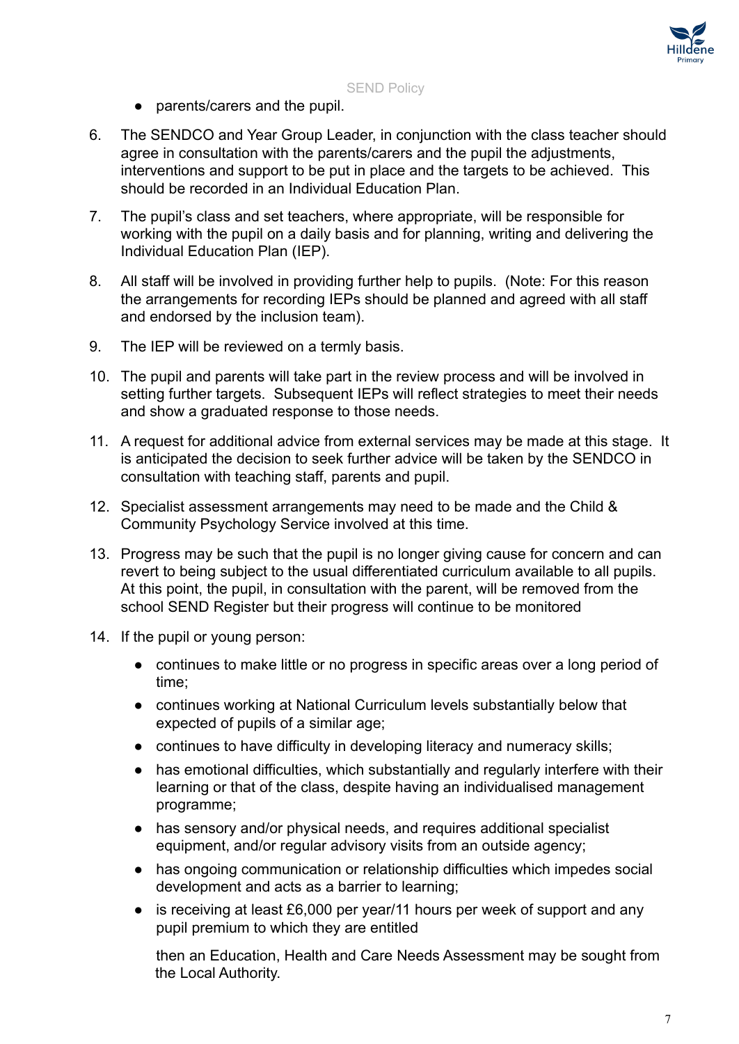- parents/carers and the pupil.

6. The SENDCO and Year Group Leader, in conjunction with the class teacher should agree in consultation with the parents/carers and the pupil the adjustments, interventions and support to be put in place and the targets to be achieved. This should be recorded in an Individual Education Plan.

7. The pupil's class and set teachers, where appropriate, will be responsible for working with the pupil on a daily basis and for planning, writing and delivering the Individual Education Plan (IEP).

8. All staff will be involved in providing further help to pupils. (Note: For this reason the arrangements for recording IEPs should be planned and agreed with all staff and endorsed by the inclusion team).

9. The IEP will be reviewed on a termly basis.

10. The pupil and parents will take part in the review process and will be involved in setting further targets. Subsequent IEPs will reflect strategies to meet their needs and show a graduated response to those needs.

11. A request for additional advice from external services may be made at this stage. It is anticipated the decision to seek further advice will be taken by the SENDCO in consultation with teaching staff, parents and pupil.

12. Specialist assessment arrangements may need to be made and the Child & Community Psychology Service involved at this time.

13. Progress may be such that the pupil is no longer giving cause for concern and can revert to being subject to the usual differentiated curriculum available to all pupils. At this point, the pupil, in consultation with the parent, will be removed from the school SEND Register but their progress will continue to be monitored

14. If the pupil or young person:

    - continues to make little or no progress in specific areas over a long period of time;
    - continues working at National Curriculum levels substantially below that expected of pupils of a similar age;
    - continues to have difficulty in developing literacy and numeracy skills;
    - has emotional difficulties, which substantially and regularly interfere with their learning or that of the class, despite having an individualised management programme;
    - has sensory and/or physical needs, and requires additional specialist equipment, and/or regular advisory visits from an outside agency;
    - has ongoing communication or relationship difficulties which impedes social development and acts as a barrier to learning;
    - is receiving at least £6,000 per year/11 hours per week of support and any pupil premium to which they are entitled

    then an Education, Health and Care Needs Assessment may be sought from the Local Authority.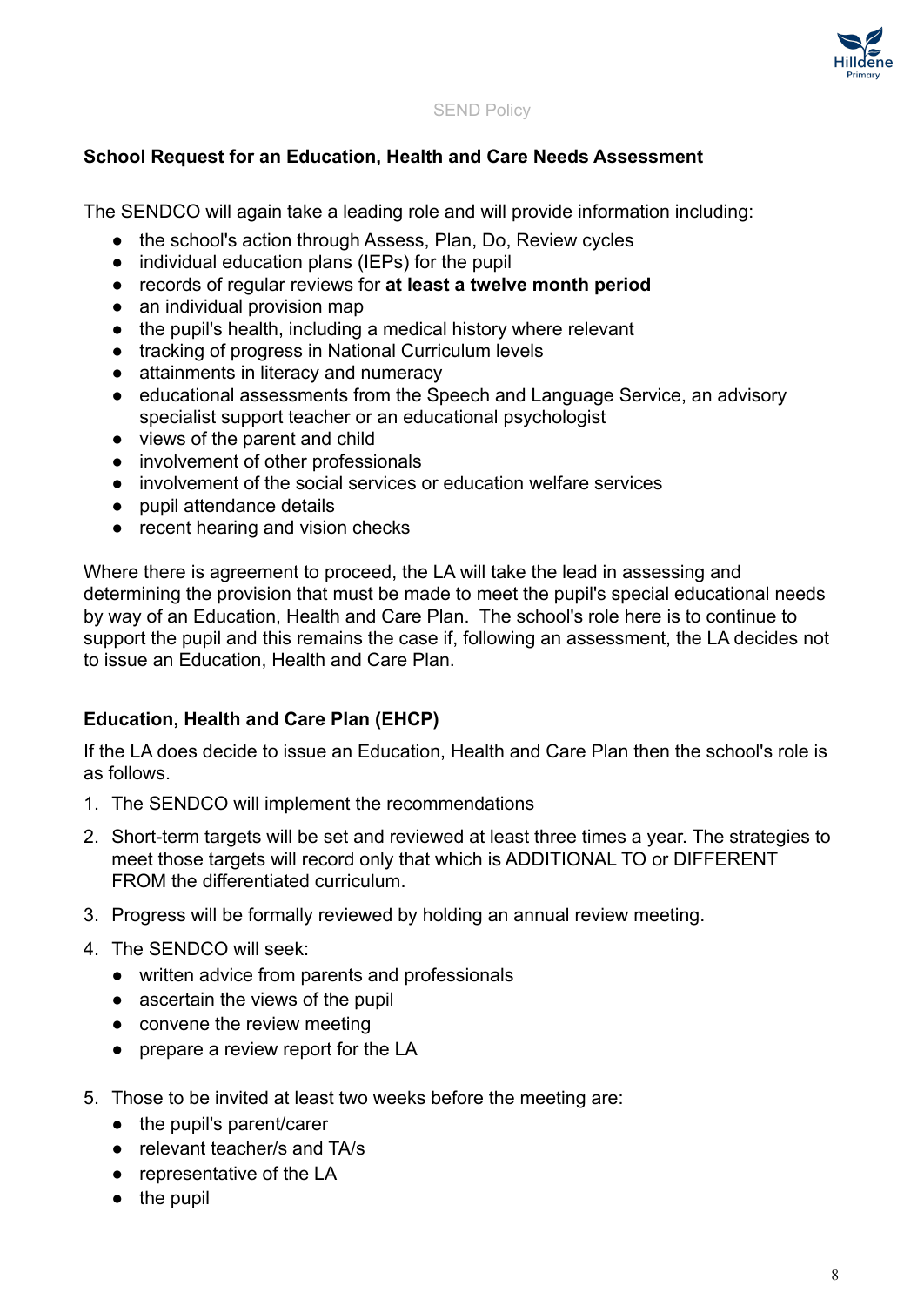### School Request for an Education, Health and Care Needs Assessment

The SENDCO will again take a leading role and will provide information including:

- the school's action through Assess, Plan, Do, Review cycles
- individual education plans (IEPs) for the pupil
- records of regular reviews for **at least a twelve month period**
- an individual provision map
- the pupil's health, including a medical history where relevant
- tracking of progress in National Curriculum levels
- attainments in literacy and numeracy
- educational assessments from the Speech and Language Service, an advisory specialist support teacher or an educational psychologist
- views of the parent and child
- involvement of other professionals
- involvement of the social services or education welfare services
- pupil attendance details
- recent hearing and vision checks

Where there is agreement to proceed, the LA will take the lead in assessing and determining the provision that must be made to meet the pupil's special educational needs by way of an Education, Health and Care Plan. The school's role here is to continue to support the pupil and this remains the case if, following an assessment, the LA decides not to issue an Education, Health and Care Plan.

### Education, Health and Care Plan (EHCP)

If the LA does decide to issue an Education, Health and Care Plan then the school's role is as follows.

1. The SENDCO will implement the recommendations
2. Short-term targets will be set and reviewed at least three times a year. The strategies to meet those targets will record only that which is ADDITIONAL TO or DIFFERENT FROM the differentiated curriculum.
3. Progress will be formally reviewed by holding an annual review meeting.
4. The SENDCO will seek:
   - written advice from parents and professionals
   - ascertain the views of the pupil
   - convene the review meeting
   - prepare a review report for the LA
5. Those to be invited at least two weeks before the meeting are:
   - the pupil's parent/carer
   - relevant teacher/s and TA/s
   - representative of the LA
   - the pupil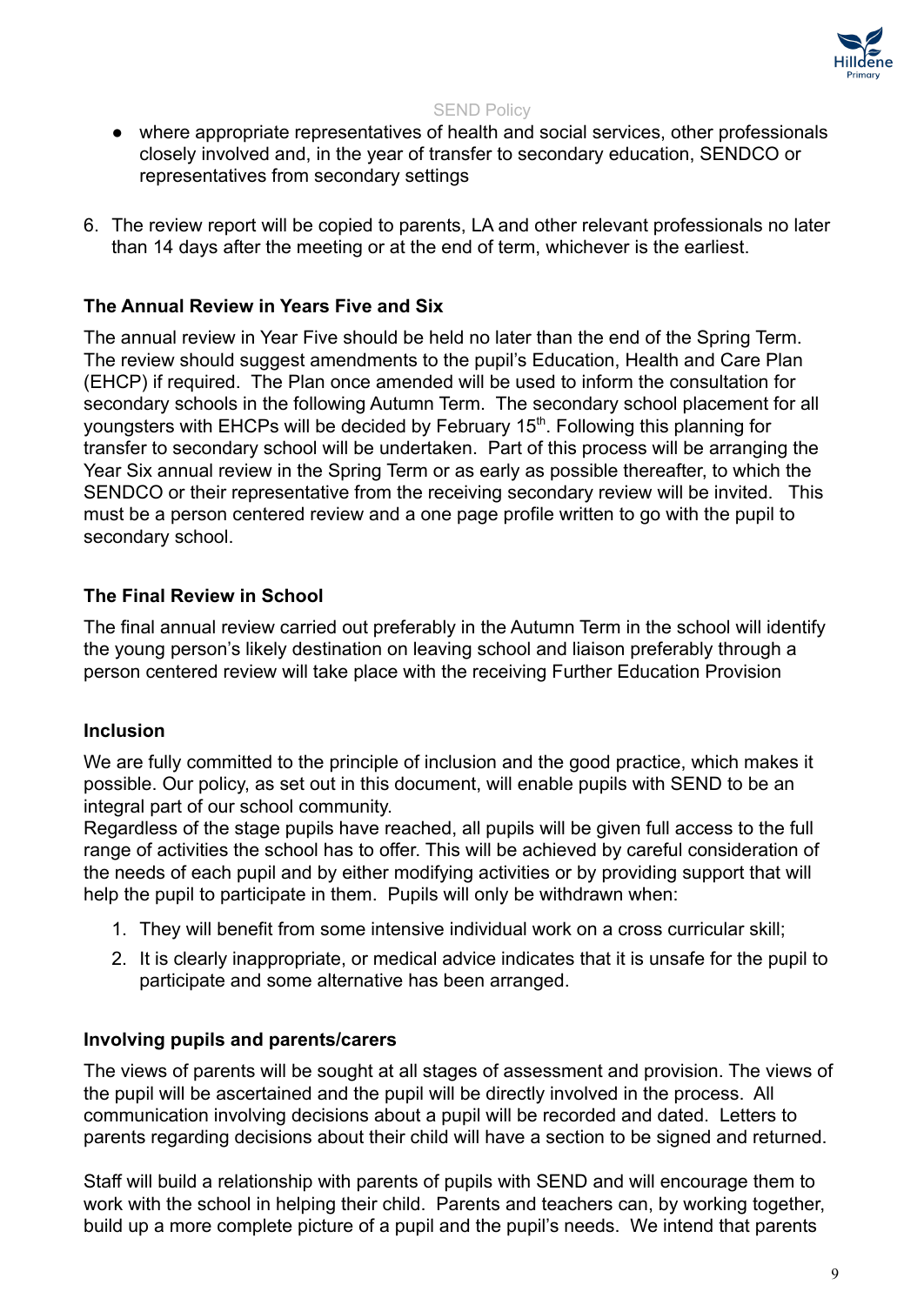- where appropriate representatives of health and social services, other professionals closely involved and, in the year of transfer to secondary education, SENDCO or representatives from secondary settings

6. The review report will be copied to parents, LA and other relevant professionals no later than 14 days after the meeting or at the end of term, whichever is the earliest.

**The Annual Review in Years Five and Six**

The annual review in Year Five should be held no later than the end of the Spring Term. The review should suggest amendments to the pupil's Education, Health and Care Plan (EHCP) if required. The Plan once amended will be used to inform the consultation for secondary schools in the following Autumn Term. The secondary school placement for all youngsters with EHCPs will be decided by February 15th. Following this planning for transfer to secondary school will be undertaken. Part of this process will be arranging the Year Six annual review in the Spring Term or as early as possible thereafter, to which the SENDCO or their representative from the receiving secondary review will be invited. This must be a person centered review and a one page profile written to go with the pupil to secondary school.

**The Final Review in School**

The final annual review carried out preferably in the Autumn Term in the school will identify the young person's likely destination on leaving school and liaison preferably through a person centered review will take place with the receiving Further Education Provision

**Inclusion**

We are fully committed to the principle of inclusion and the good practice, which makes it possible. Our policy, as set out in this document, will enable pupils with SEND to be an integral part of our school community.
Regardless of the stage pupils have reached, all pupils will be given full access to the full range of activities the school has to offer. This will be achieved by careful consideration of the needs of each pupil and by either modifying activities or by providing support that will help the pupil to participate in them. Pupils will only be withdrawn when:

1. They will benefit from some intensive individual work on a cross curricular skill;
2. It is clearly inappropriate, or medical advice indicates that it is unsafe for the pupil to participate and some alternative has been arranged.

**Involving pupils and parents/carers**

The views of parents will be sought at all stages of assessment and provision. The views of the pupil will be ascertained and the pupil will be directly involved in the process. All communication involving decisions about a pupil will be recorded and dated. Letters to parents regarding decisions about their child will have a section to be signed and returned.

Staff will build a relationship with parents of pupils with SEND and will encourage them to work with the school in helping their child. Parents and teachers can, by working together, build up a more complete picture of a pupil and the pupil's needs. We intend that parents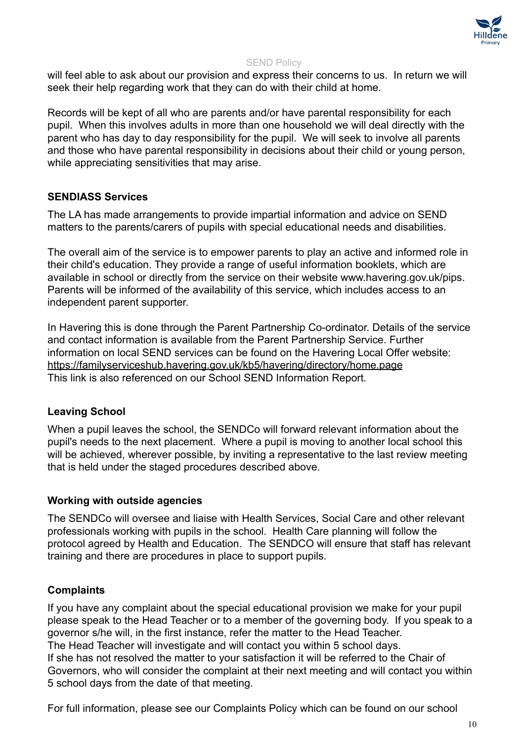will feel able to ask about our provision and express their concerns to us. In return we will seek their help regarding work that they can do with their child at home.

Records will be kept of all who are parents and/or have parental responsibility for each pupil. When this involves adults in more than one household we will deal directly with the parent who has day to day responsibility for the pupil. We will seek to involve all parents and those who have parental responsibility in decisions about their child or young person, while appreciating sensitivities that may arise.

### SENDIASS Services

The LA has made arrangements to provide impartial information and advice on SEND matters to the parents/carers of pupils with special educational needs and disabilities.

The overall aim of the service is to empower parents to play an active and informed role in their child's education. They provide a range of useful information booklets, which are available in school or directly from the service on their website www.havering.gov.uk/pips. Parents will be informed of the availability of this service, which includes access to an independent parent supporter.

In Havering this is done through the Parent Partnership Co-ordinator. Details of the service and contact information is available from the Parent Partnership Service. Further information on local SEND services can be found on the Havering Local Offer website: https://familyserviceshub.havering.gov.uk/kb5/havering/directory/home.page
This link is also referenced on our School SEND Information Report.

### Leaving School

When a pupil leaves the school, the SENDCo will forward relevant information about the pupil's needs to the next placement. Where a pupil is moving to another local school this will be achieved, wherever possible, by inviting a representative to the last review meeting that is held under the staged procedures described above.

### Working with outside agencies

The SENDCo will oversee and liaise with Health Services, Social Care and other relevant professionals working with pupils in the school. Health Care planning will follow the protocol agreed by Health and Education. The SENDCO will ensure that staff has relevant training and there are procedures in place to support pupils.

### Complaints

If you have any complaint about the special educational provision we make for your pupil please speak to the Head Teacher or to a member of the governing body. If you speak to a governor s/he will, in the first instance, refer the matter to the Head Teacher.
The Head Teacher will investigate and will contact you within 5 school days.
If she has not resolved the matter to your satisfaction it will be referred to the Chair of Governors, who will consider the complaint at their next meeting and will contact you within 5 school days from the date of that meeting.

For full information, please see our Complaints Policy which can be found on our school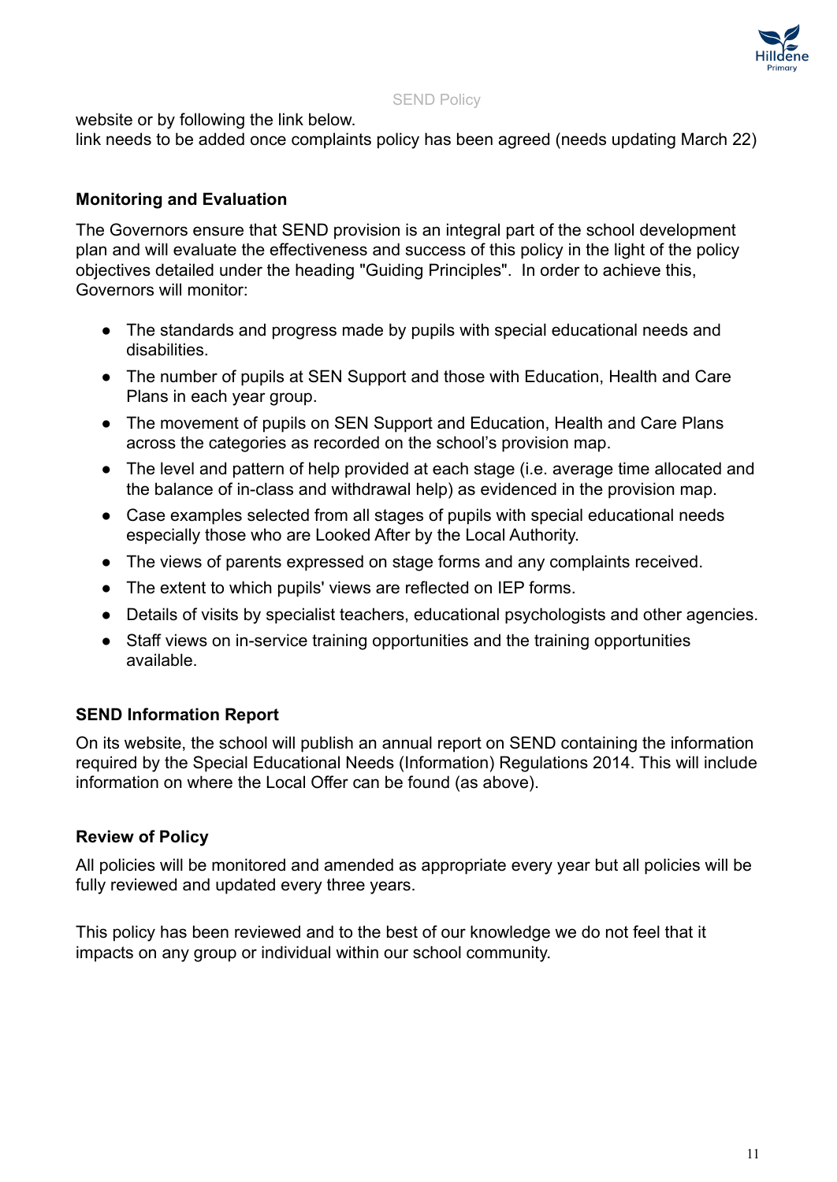website or by following the link below.
link needs to be added once complaints policy has been agreed (needs updating March 22)

**Monitoring and Evaluation**

The Governors ensure that SEND provision is an integral part of the school development plan and will evaluate the effectiveness and success of this policy in the light of the policy objectives detailed under the heading "Guiding Principles". In order to achieve this, Governors will monitor:

- The standards and progress made by pupils with special educational needs and disabilities.
- The number of pupils at SEN Support and those with Education, Health and Care Plans in each year group.
- The movement of pupils on SEN Support and Education, Health and Care Plans across the categories as recorded on the school's provision map.
- The level and pattern of help provided at each stage (i.e. average time allocated and the balance of in-class and withdrawal help) as evidenced in the provision map.
- Case examples selected from all stages of pupils with special educational needs especially those who are Looked After by the Local Authority.
- The views of parents expressed on stage forms and any complaints received.
- The extent to which pupils' views are reflected on IEP forms.
- Details of visits by specialist teachers, educational psychologists and other agencies.
- Staff views on in-service training opportunities and the training opportunities available.

**SEND Information Report**

On its website, the school will publish an annual report on SEND containing the information required by the Special Educational Needs (Information) Regulations 2014. This will include information on where the Local Offer can be found (as above).

**Review of Policy**

All policies will be monitored and amended as appropriate every year but all policies will be fully reviewed and updated every three years.

This policy has been reviewed and to the best of our knowledge we do not feel that it impacts on any group or individual within our school community.